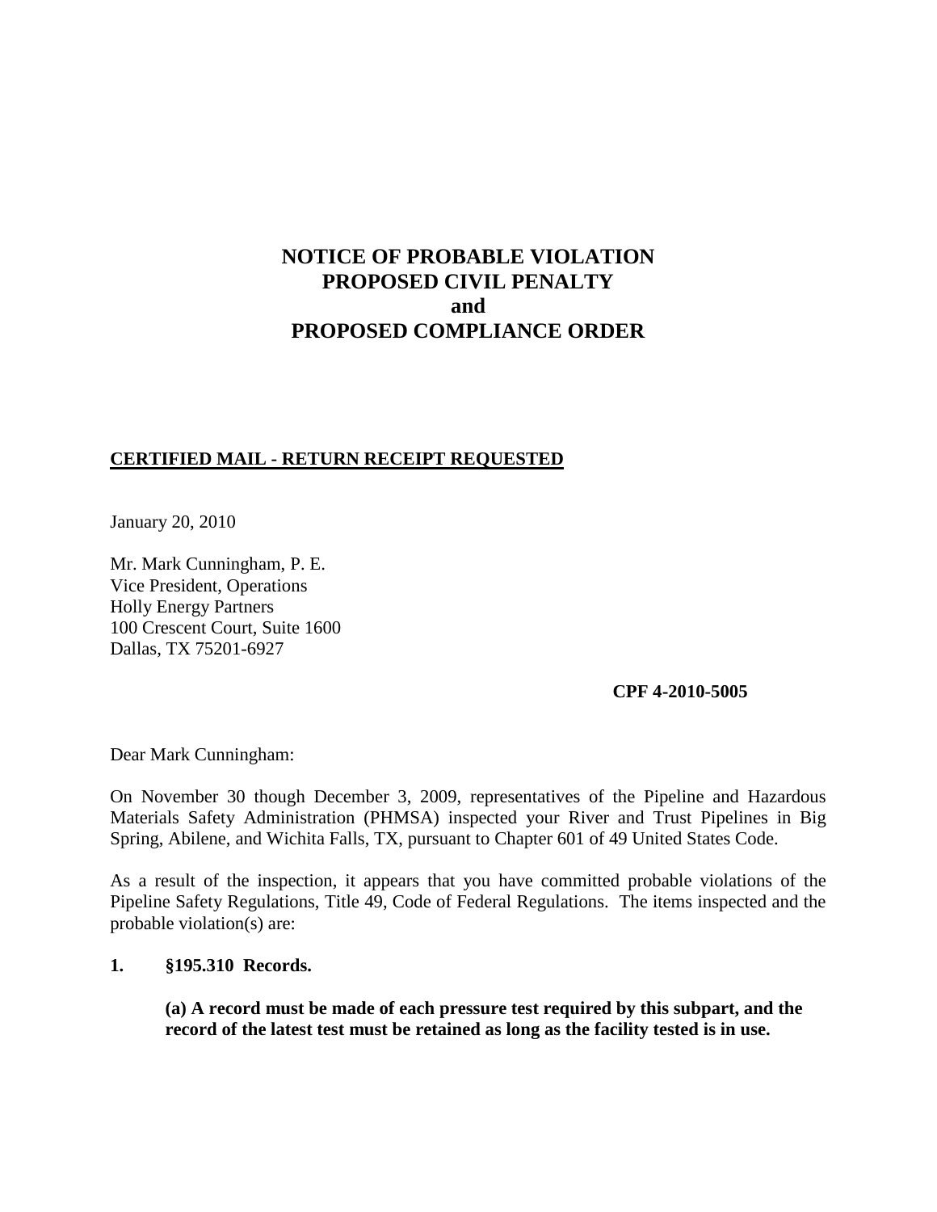# NOTICE OF PROBABLE VIOLATION
# PROPOSED CIVIL PENALTY
# and
# PROPOSED COMPLIANCE ORDER

**CERTIFIED MAIL - RETURN RECEIPT REQUESTED**

January 20, 2010

Mr. Mark Cunningham, P. E.
Vice President, Operations
Holly Energy Partners
100 Crescent Court, Suite 1600
Dallas, TX 75201-6927

**CPF 4-2010-5005**

Dear Mark Cunningham:

On November 30 though December 3, 2009, representatives of the Pipeline and Hazardous Materials Safety Administration (PHMSA) inspected your River and Trust Pipelines in Big Spring, Abilene, and Wichita Falls, TX, pursuant to Chapter 601 of 49 United States Code.

As a result of the inspection, it appears that you have committed probable violations of the Pipeline Safety Regulations, Title 49, Code of Federal Regulations. The items inspected and the probable violation(s) are:

**1. §195.310 Records.**

**(a) A record must be made of each pressure test required by this subpart, and the record of the latest test must be retained as long as the facility tested is in use.**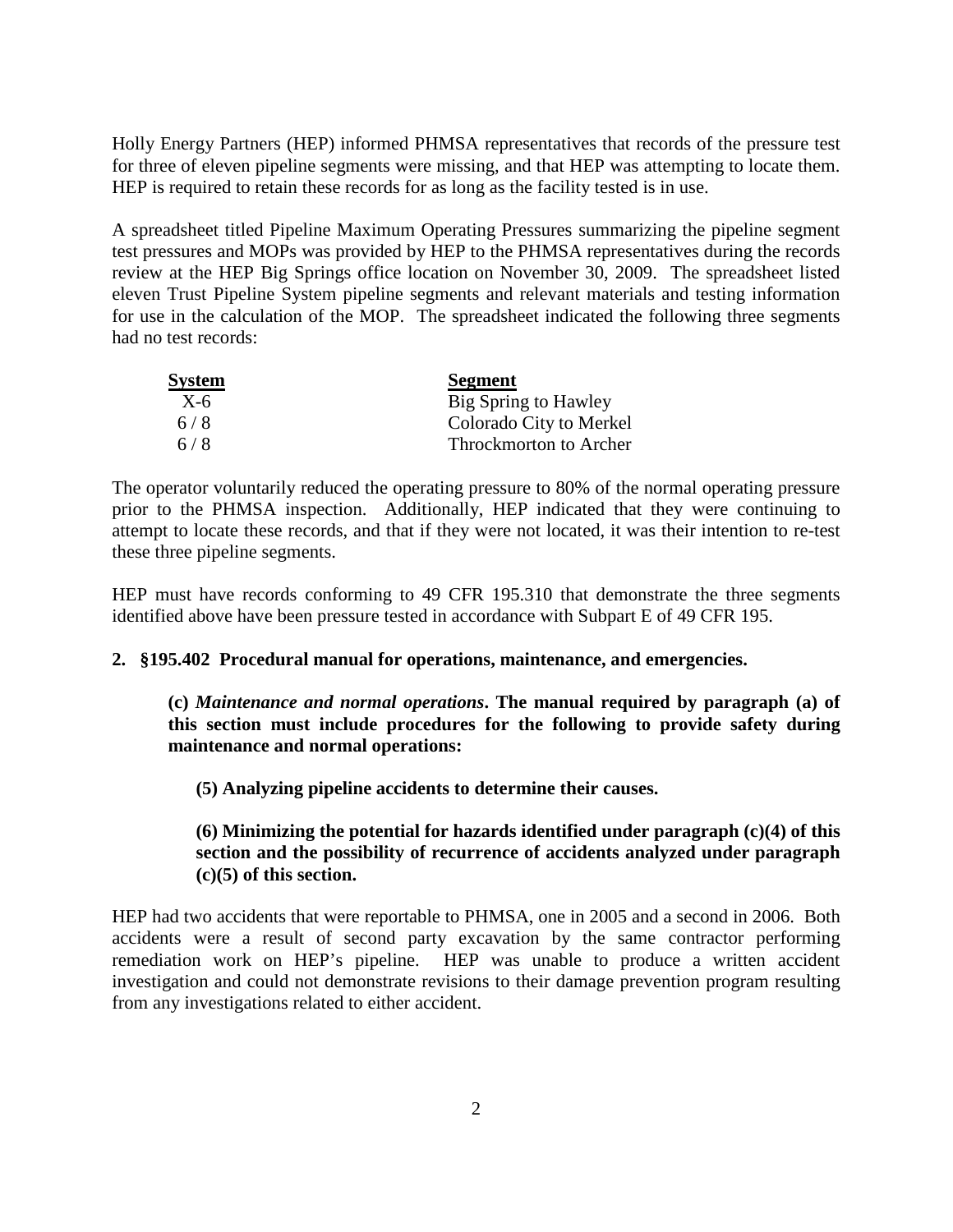Holly Energy Partners (HEP) informed PHMSA representatives that records of the pressure test for three of eleven pipeline segments were missing, and that HEP was attempting to locate them. HEP is required to retain these records for as long as the facility tested is in use.

A spreadsheet titled Pipeline Maximum Operating Pressures summarizing the pipeline segment test pressures and MOPs was provided by HEP to the PHMSA representatives during the records review at the HEP Big Springs office location on November 30, 2009. The spreadsheet listed eleven Trust Pipeline System pipeline segments and relevant materials and testing information for use in the calculation of the MOP. The spreadsheet indicated the following three segments had no test records:

| System | Segment |
| --- | --- |
| X-6 | Big Spring to Hawley |
| 6 / 8 | Colorado City to Merkel |
| 6 / 8 | Throckmorton to Archer |

The operator voluntarily reduced the operating pressure to 80% of the normal operating pressure prior to the PHMSA inspection. Additionally, HEP indicated that they were continuing to attempt to locate these records, and that if they were not located, it was their intention to re-test these three pipeline segments.

HEP must have records conforming to 49 CFR 195.310 that demonstrate the three segments identified above have been pressure tested in accordance with Subpart E of 49 CFR 195.

**2. §195.402 Procedural manual for operations, maintenance, and emergencies.**

**(c)** ***Maintenance and normal operations*****. The manual required by paragraph (a) of this section must include procedures for the following to provide safety during maintenance and normal operations:**

**(5) Analyzing pipeline accidents to determine their causes.**

**(6) Minimizing the potential for hazards identified under paragraph (c)(4) of this section and the possibility of recurrence of accidents analyzed under paragraph (c)(5) of this section.**

HEP had two accidents that were reportable to PHMSA, one in 2005 and a second in 2006. Both accidents were a result of second party excavation by the same contractor performing remediation work on HEP's pipeline. HEP was unable to produce a written accident investigation and could not demonstrate revisions to their damage prevention program resulting from any investigations related to either accident.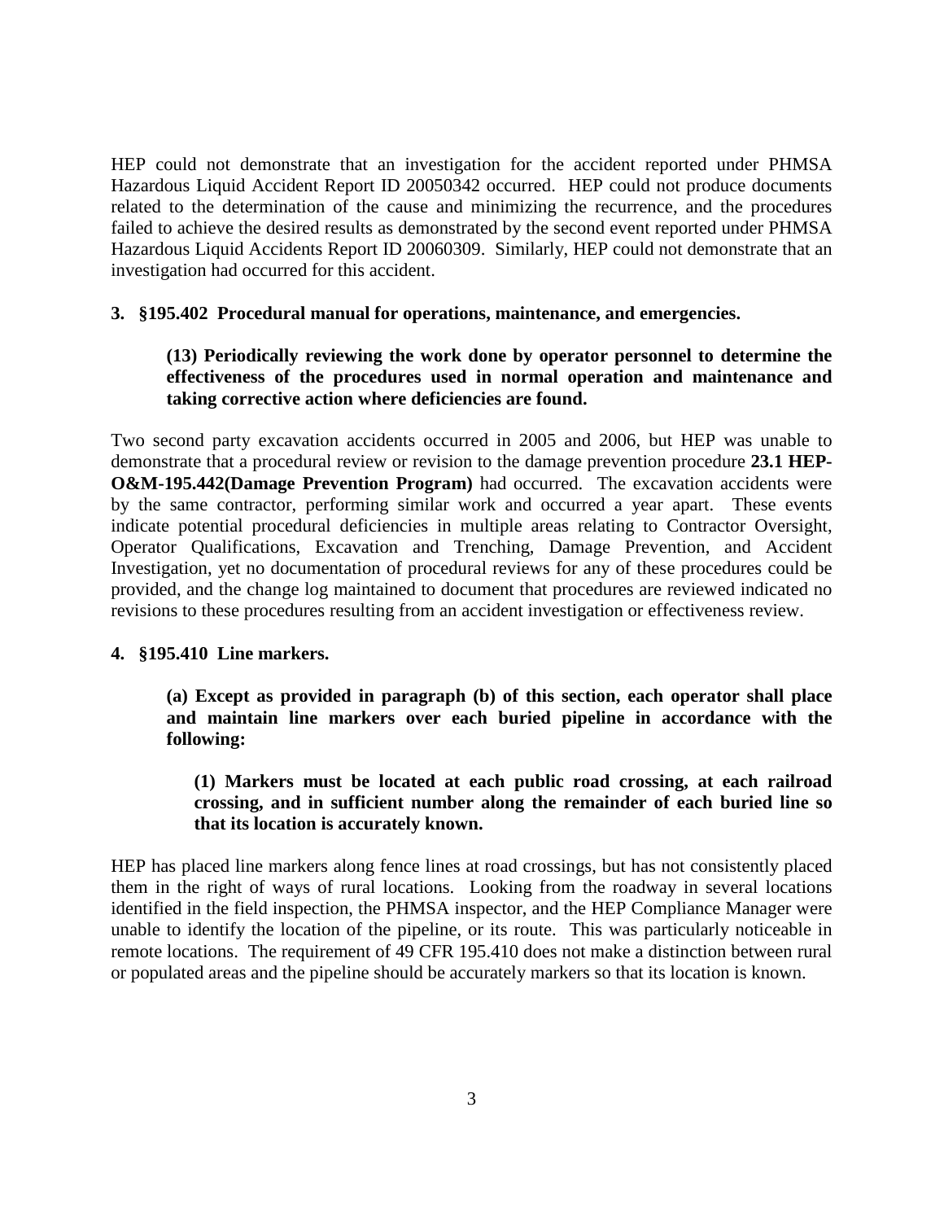HEP could not demonstrate that an investigation for the accident reported under PHMSA Hazardous Liquid Accident Report ID 20050342 occurred. HEP could not produce documents related to the determination of the cause and minimizing the recurrence, and the procedures failed to achieve the desired results as demonstrated by the second event reported under PHMSA Hazardous Liquid Accidents Report ID 20060309. Similarly, HEP could not demonstrate that an investigation had occurred for this accident.

**3. §195.402 Procedural manual for operations, maintenance, and emergencies.**

> **(13) Periodically reviewing the work done by operator personnel to determine the effectiveness of the procedures used in normal operation and maintenance and taking corrective action where deficiencies are found.**

Two second party excavation accidents occurred in 2005 and 2006, but HEP was unable to demonstrate that a procedural review or revision to the damage prevention procedure **23.1 HEP-O&M-195.442(Damage Prevention Program)** had occurred. The excavation accidents were by the same contractor, performing similar work and occurred a year apart. These events indicate potential procedural deficiencies in multiple areas relating to Contractor Oversight, Operator Qualifications, Excavation and Trenching, Damage Prevention, and Accident Investigation, yet no documentation of procedural reviews for any of these procedures could be provided, and the change log maintained to document that procedures are reviewed indicated no revisions to these procedures resulting from an accident investigation or effectiveness review.

**4. §195.410 Line markers.**

> **(a) Except as provided in paragraph (b) of this section, each operator shall place and maintain line markers over each buried pipeline in accordance with the following:**
>
> > **(1) Markers must be located at each public road crossing, at each railroad crossing, and in sufficient number along the remainder of each buried line so that its location is accurately known.**

HEP has placed line markers along fence lines at road crossings, but has not consistently placed them in the right of ways of rural locations. Looking from the roadway in several locations identified in the field inspection, the PHMSA inspector, and the HEP Compliance Manager were unable to identify the location of the pipeline, or its route. This was particularly noticeable in remote locations. The requirement of 49 CFR 195.410 does not make a distinction between rural or populated areas and the pipeline should be accurately markers so that its location is known.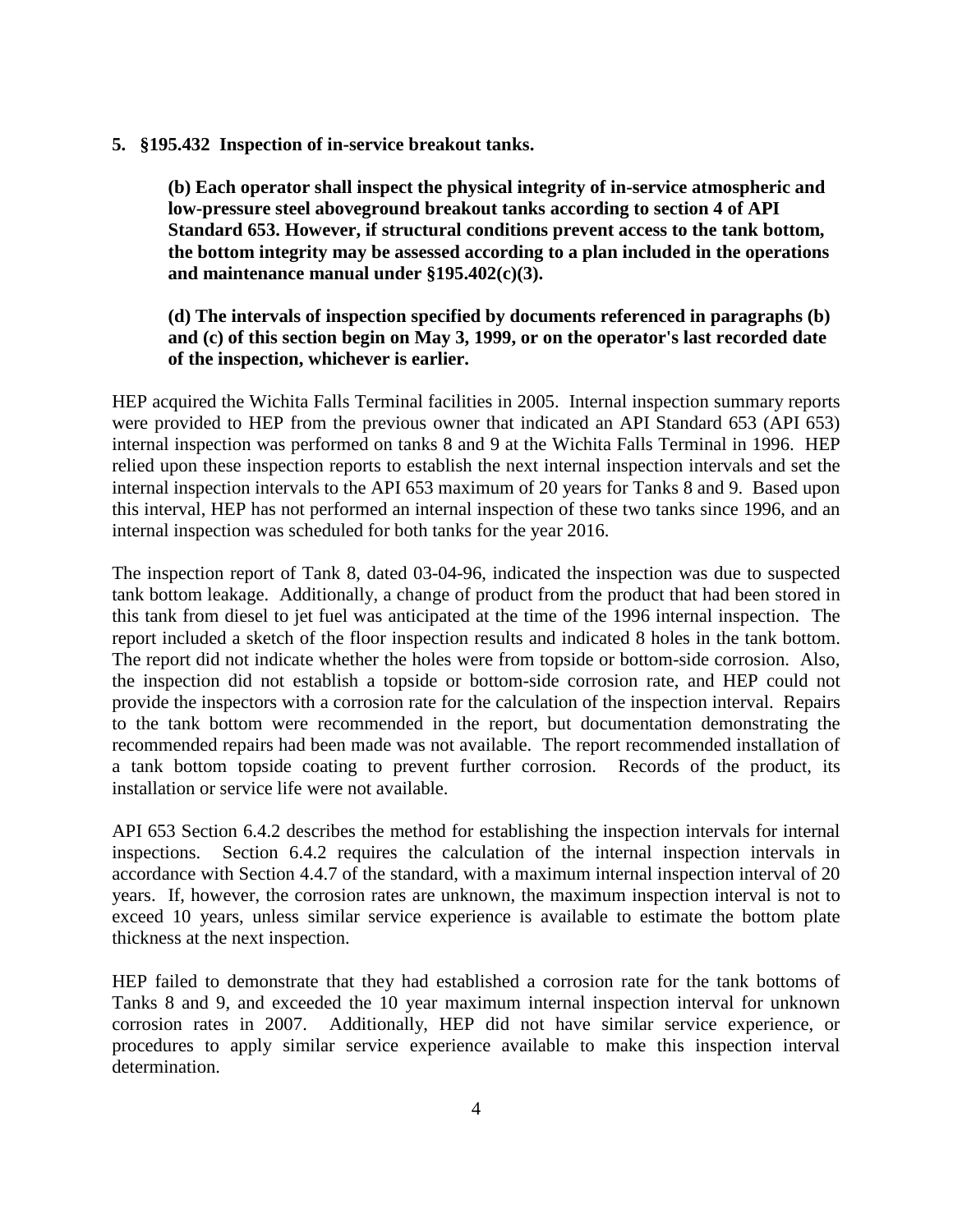**5. §195.432 Inspection of in-service breakout tanks.**

> **(b) Each operator shall inspect the physical integrity of in-service atmospheric and low-pressure steel aboveground breakout tanks according to section 4 of API Standard 653. However, if structural conditions prevent access to the tank bottom, the bottom integrity may be assessed according to a plan included in the operations and maintenance manual under §195.402(c)(3).**
>
> **(d) The intervals of inspection specified by documents referenced in paragraphs (b) and (c) of this section begin on May 3, 1999, or on the operator's last recorded date of the inspection, whichever is earlier.**

HEP acquired the Wichita Falls Terminal facilities in 2005. Internal inspection summary reports were provided to HEP from the previous owner that indicated an API Standard 653 (API 653) internal inspection was performed on tanks 8 and 9 at the Wichita Falls Terminal in 1996. HEP relied upon these inspection reports to establish the next internal inspection intervals and set the internal inspection intervals to the API 653 maximum of 20 years for Tanks 8 and 9. Based upon this interval, HEP has not performed an internal inspection of these two tanks since 1996, and an internal inspection was scheduled for both tanks for the year 2016.

The inspection report of Tank 8, dated 03-04-96, indicated the inspection was due to suspected tank bottom leakage. Additionally, a change of product from the product that had been stored in this tank from diesel to jet fuel was anticipated at the time of the 1996 internal inspection. The report included a sketch of the floor inspection results and indicated 8 holes in the tank bottom. The report did not indicate whether the holes were from topside or bottom-side corrosion. Also, the inspection did not establish a topside or bottom-side corrosion rate, and HEP could not provide the inspectors with a corrosion rate for the calculation of the inspection interval. Repairs to the tank bottom were recommended in the report, but documentation demonstrating the recommended repairs had been made was not available. The report recommended installation of a tank bottom topside coating to prevent further corrosion. Records of the product, its installation or service life were not available.

API 653 Section 6.4.2 describes the method for establishing the inspection intervals for internal inspections. Section 6.4.2 requires the calculation of the internal inspection intervals in accordance with Section 4.4.7 of the standard, with a maximum internal inspection interval of 20 years. If, however, the corrosion rates are unknown, the maximum inspection interval is not to exceed 10 years, unless similar service experience is available to estimate the bottom plate thickness at the next inspection.

HEP failed to demonstrate that they had established a corrosion rate for the tank bottoms of Tanks 8 and 9, and exceeded the 10 year maximum internal inspection interval for unknown corrosion rates in 2007. Additionally, HEP did not have similar service experience, or procedures to apply similar service experience available to make this inspection interval determination.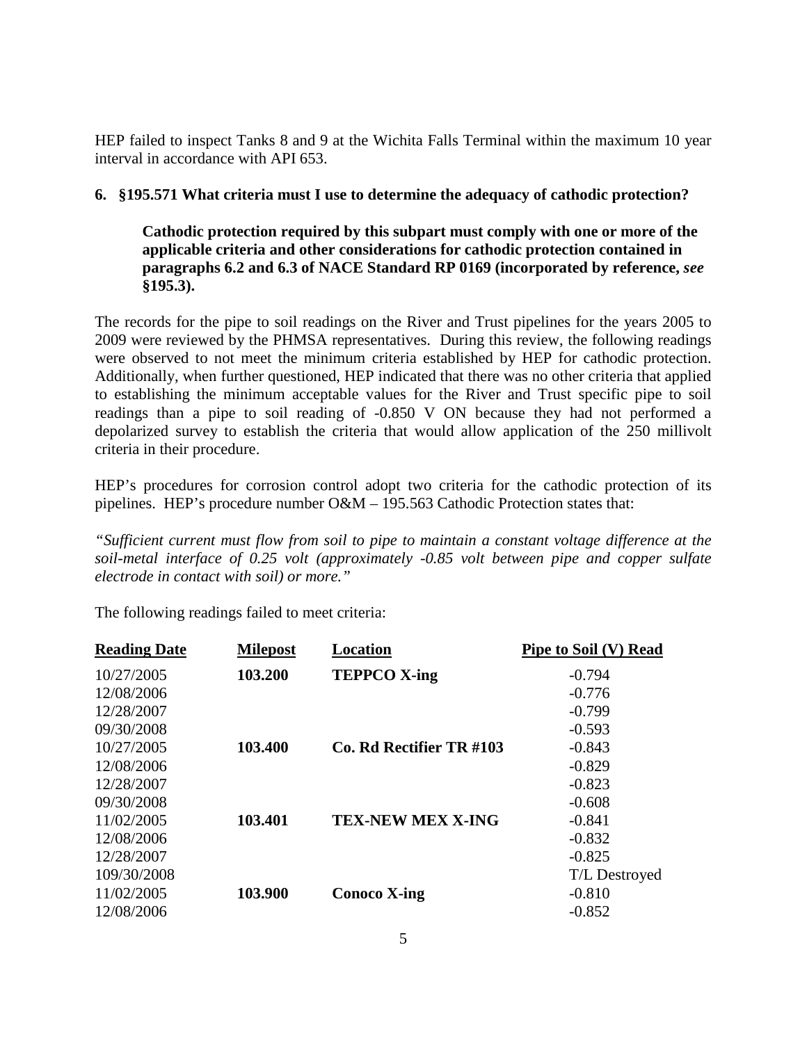HEP failed to inspect Tanks 8 and 9 at the Wichita Falls Terminal within the maximum 10 year interval in accordance with API 653.

**6. §195.571 What criteria must I use to determine the adequacy of cathodic protection?**

> **Cathodic protection required by this subpart must comply with one or more of the applicable criteria and other considerations for cathodic protection contained in paragraphs 6.2 and 6.3 of NACE Standard RP 0169 (incorporated by reference, *see* §195.3).**

The records for the pipe to soil readings on the River and Trust pipelines for the years 2005 to 2009 were reviewed by the PHMSA representatives. During this review, the following readings were observed to not meet the minimum criteria established by HEP for cathodic protection. Additionally, when further questioned, HEP indicated that there was no other criteria that applied to establishing the minimum acceptable values for the River and Trust specific pipe to soil readings than a pipe to soil reading of -0.850 V ON because they had not performed a depolarized survey to establish the criteria that would allow application of the 250 millivolt criteria in their procedure.

HEP's procedures for corrosion control adopt two criteria for the cathodic protection of its pipelines. HEP's procedure number O&M – 195.563 Cathodic Protection states that:

*"Sufficient current must flow from soil to pipe to maintain a constant voltage difference at the soil-metal interface of 0.25 volt (approximately -0.85 volt between pipe and copper sulfate electrode in contact with soil) or more."*

The following readings failed to meet criteria:

| Reading Date | Milepost | Location | Pipe to Soil (V) Read |
|---|---|---|---|
| 10/27/2005 | **103.200** | **TEPPCO X-ing** | -0.794 |
| 12/08/2006 | | | -0.776 |
| 12/28/2007 | | | -0.799 |
| 09/30/2008 | | | -0.593 |
| 10/27/2005 | **103.400** | **Co. Rd Rectifier TR #103** | -0.843 |
| 12/08/2006 | | | -0.829 |
| 12/28/2007 | | | -0.823 |
| 09/30/2008 | | | -0.608 |
| 11/02/2005 | **103.401** | **TEX-NEW MEX X-ING** | -0.841 |
| 12/08/2006 | | | -0.832 |
| 12/28/2007 | | | -0.825 |
| 109/30/2008 | | | T/L Destroyed |
| 11/02/2005 | **103.900** | **Conoco X-ing** | -0.810 |
| 12/08/2006 | | | -0.852 |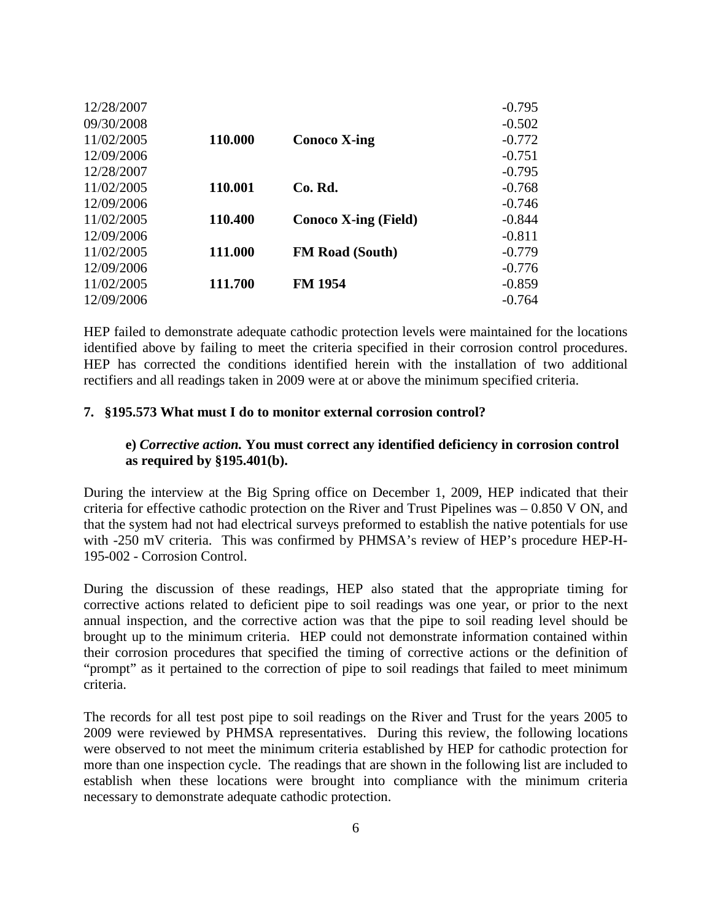| | | | |
|---|---|---|---|
| 12/28/2007 | | | -0.795 |
| 09/30/2008 | | | -0.502 |
| 11/02/2005 | **110.000** | **Conoco X-ing** | -0.772 |
| 12/09/2006 | | | -0.751 |
| 12/28/2007 | | | -0.795 |
| 11/02/2005 | **110.001** | **Co. Rd.** | -0.768 |
| 12/09/2006 | | | -0.746 |
| 11/02/2005 | **110.400** | **Conoco X-ing (Field)** | -0.844 |
| 12/09/2006 | | | -0.811 |
| 11/02/2005 | **111.000** | **FM Road (South)** | -0.779 |
| 12/09/2006 | | | -0.776 |
| 11/02/2005 | **111.700** | **FM 1954** | -0.859 |
| 12/09/2006 | | | -0.764 |

HEP failed to demonstrate adequate cathodic protection levels were maintained for the locations identified above by failing to meet the criteria specified in their corrosion control procedures. HEP has corrected the conditions identified herein with the installation of two additional rectifiers and all readings taken in 2009 were at or above the minimum specified criteria.

**7. §195.573 What must I do to monitor external corrosion control?**

> **e)** ***Corrective action.*** **You must correct any identified deficiency in corrosion control as required by §195.401(b).**

During the interview at the Big Spring office on December 1, 2009, HEP indicated that their criteria for effective cathodic protection on the River and Trust Pipelines was – 0.850 V ON, and that the system had not had electrical surveys preformed to establish the native potentials for use with -250 mV criteria. This was confirmed by PHMSA's review of HEP's procedure HEP-H-195-002 - Corrosion Control.

During the discussion of these readings, HEP also stated that the appropriate timing for corrective actions related to deficient pipe to soil readings was one year, or prior to the next annual inspection, and the corrective action was that the pipe to soil reading level should be brought up to the minimum criteria. HEP could not demonstrate information contained within their corrosion procedures that specified the timing of corrective actions or the definition of "prompt" as it pertained to the correction of pipe to soil readings that failed to meet minimum criteria.

The records for all test post pipe to soil readings on the River and Trust for the years 2005 to 2009 were reviewed by PHMSA representatives. During this review, the following locations were observed to not meet the minimum criteria established by HEP for cathodic protection for more than one inspection cycle. The readings that are shown in the following list are included to establish when these locations were brought into compliance with the minimum criteria necessary to demonstrate adequate cathodic protection.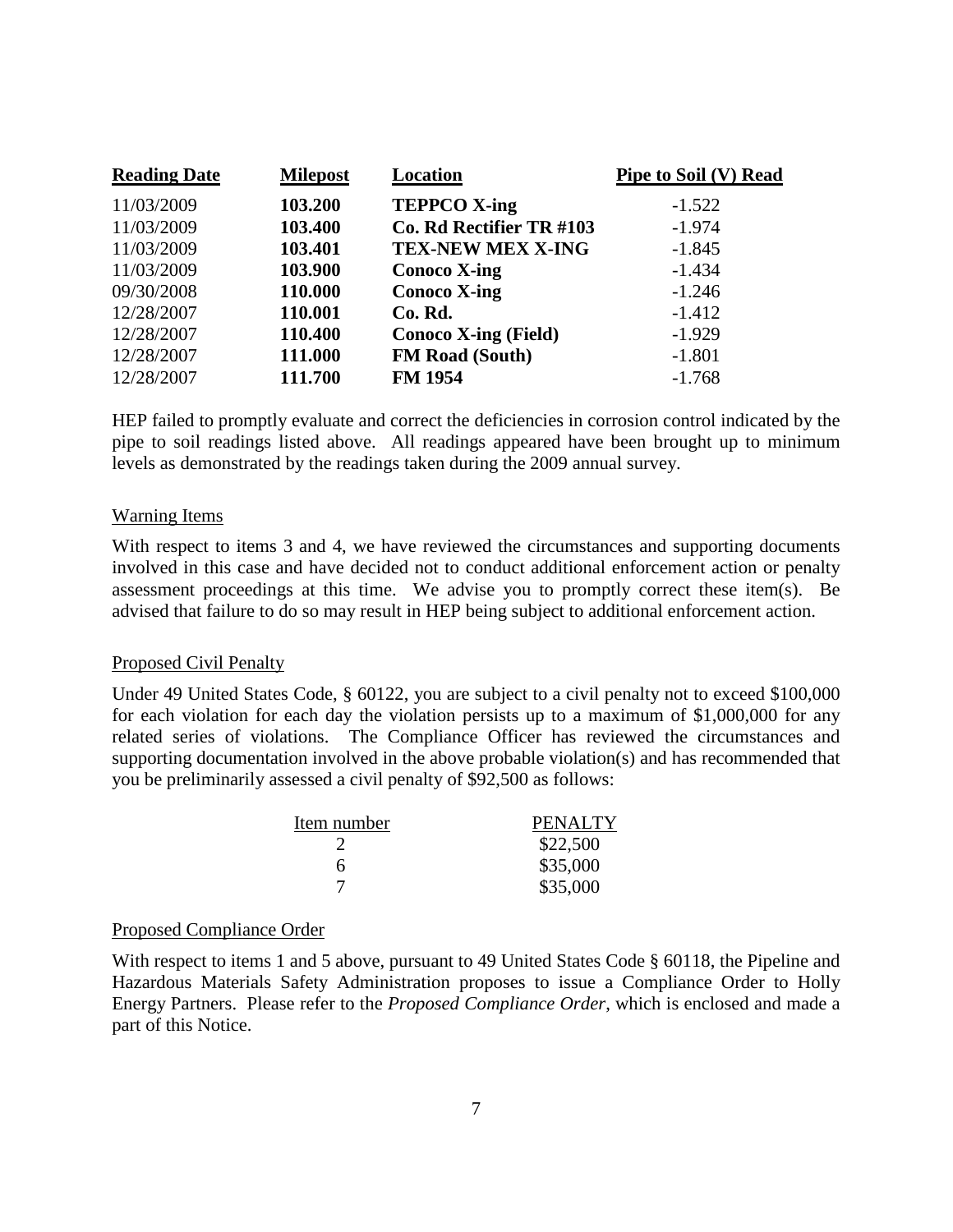| Reading Date | Milepost | Location | Pipe to Soil (V) Read |
|---|---|---|---|
| 11/03/2009 | **103.200** | **TEPPCO X-ing** | -1.522 |
| 11/03/2009 | **103.400** | **Co. Rd Rectifier TR #103** | -1.974 |
| 11/03/2009 | **103.401** | **TEX-NEW MEX X-ING** | -1.845 |
| 11/03/2009 | **103.900** | **Conoco X-ing** | -1.434 |
| 09/30/2008 | **110.000** | **Conoco X-ing** | -1.246 |
| 12/28/2007 | **110.001** | **Co. Rd.** | -1.412 |
| 12/28/2007 | **110.400** | **Conoco X-ing (Field)** | -1.929 |
| 12/28/2007 | **111.000** | **FM Road (South)** | -1.801 |
| 12/28/2007 | **111.700** | **FM 1954** | -1.768 |

HEP failed to promptly evaluate and correct the deficiencies in corrosion control indicated by the pipe to soil readings listed above. All readings appeared have been brought up to minimum levels as demonstrated by the readings taken during the 2009 annual survey.

Warning Items

With respect to items 3 and 4, we have reviewed the circumstances and supporting documents involved in this case and have decided not to conduct additional enforcement action or penalty assessment proceedings at this time. We advise you to promptly correct these item(s). Be advised that failure to do so may result in HEP being subject to additional enforcement action.

Proposed Civil Penalty

Under 49 United States Code, § 60122, you are subject to a civil penalty not to exceed $100,000 for each violation for each day the violation persists up to a maximum of $1,000,000 for any related series of violations. The Compliance Officer has reviewed the circumstances and supporting documentation involved in the above probable violation(s) and has recommended that you be preliminarily assessed a civil penalty of $92,500 as follows:

| Item number | PENALTY |
|---|---|
| 2 | $22,500 |
| 6 | $35,000 |
| 7 | $35,000 |

Proposed Compliance Order

With respect to items 1 and 5 above, pursuant to 49 United States Code § 60118, the Pipeline and Hazardous Materials Safety Administration proposes to issue a Compliance Order to Holly Energy Partners. Please refer to the *Proposed Compliance Order*, which is enclosed and made a part of this Notice.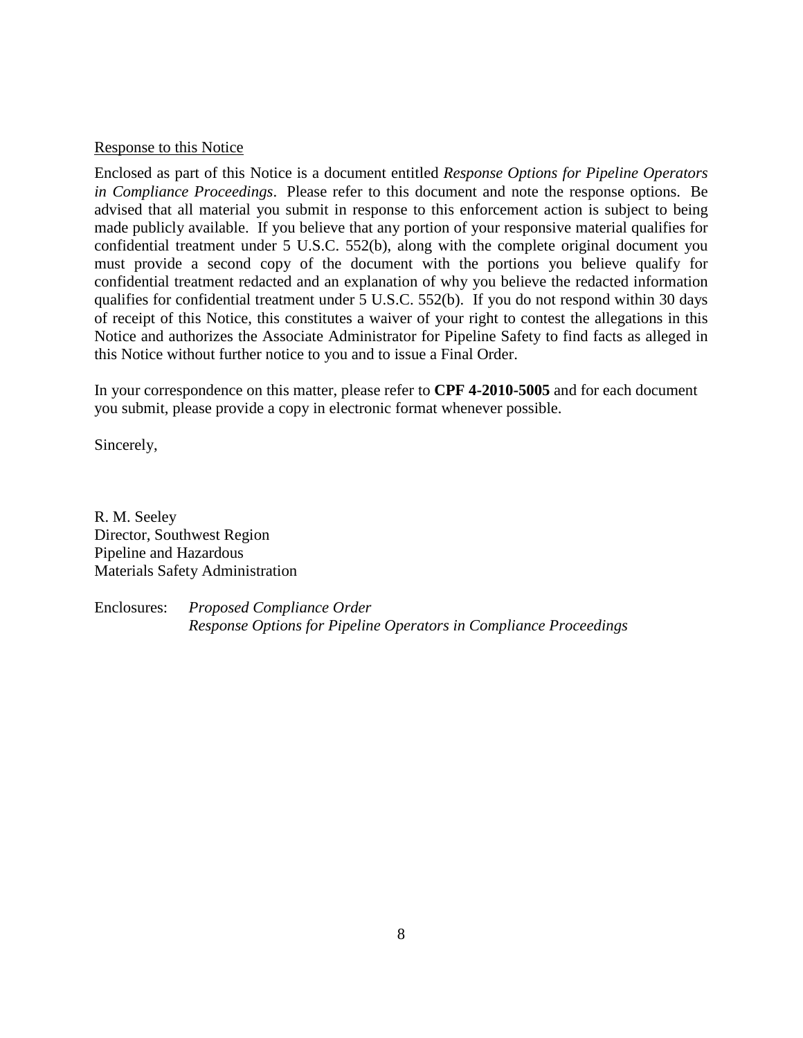Response to this Notice

Enclosed as part of this Notice is a document entitled *Response Options for Pipeline Operators in Compliance Proceedings*. Please refer to this document and note the response options. Be advised that all material you submit in response to this enforcement action is subject to being made publicly available. If you believe that any portion of your responsive material qualifies for confidential treatment under 5 U.S.C. 552(b), along with the complete original document you must provide a second copy of the document with the portions you believe qualify for confidential treatment redacted and an explanation of why you believe the redacted information qualifies for confidential treatment under 5 U.S.C. 552(b). If you do not respond within 30 days of receipt of this Notice, this constitutes a waiver of your right to contest the allegations in this Notice and authorizes the Associate Administrator for Pipeline Safety to find facts as alleged in this Notice without further notice to you and to issue a Final Order.

In your correspondence on this matter, please refer to **CPF 4-2010-5005** and for each document you submit, please provide a copy in electronic format whenever possible.

Sincerely,

R. M. Seeley
Director, Southwest Region
Pipeline and Hazardous
Materials Safety Administration

Enclosures: *Proposed Compliance Order*
*Response Options for Pipeline Operators in Compliance Proceedings*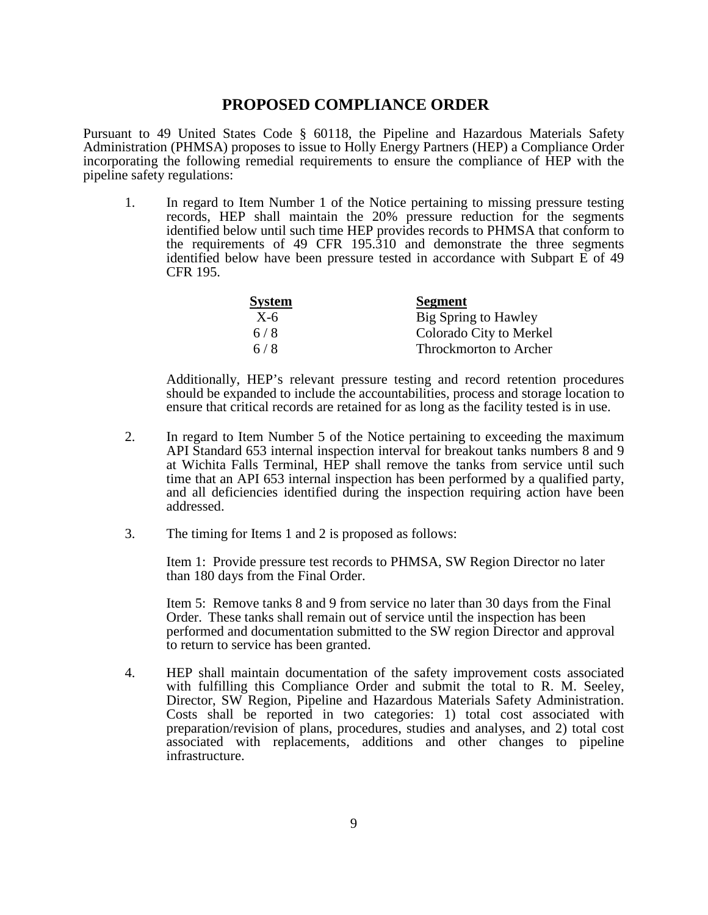# PROPOSED COMPLIANCE ORDER

Pursuant to 49 United States Code § 60118, the Pipeline and Hazardous Materials Safety Administration (PHMSA) proposes to issue to Holly Energy Partners (HEP) a Compliance Order incorporating the following remedial requirements to ensure the compliance of HEP with the pipeline safety regulations:

1. In regard to Item Number 1 of the Notice pertaining to missing pressure testing records, HEP shall maintain the 20% pressure reduction for the segments identified below until such time HEP provides records to PHMSA that conform to the requirements of 49 CFR 195.310 and demonstrate the three segments identified below have been pressure tested in accordance with Subpart E of 49 CFR 195.

   | System | Segment |
   | --- | --- |
   | X-6 | Big Spring to Hawley |
   | 6 / 8 | Colorado City to Merkel |
   | 6 / 8 | Throckmorton to Archer |

   Additionally, HEP's relevant pressure testing and record retention procedures should be expanded to include the accountabilities, process and storage location to ensure that critical records are retained for as long as the facility tested is in use.

2. In regard to Item Number 5 of the Notice pertaining to exceeding the maximum API Standard 653 internal inspection interval for breakout tanks numbers 8 and 9 at Wichita Falls Terminal, HEP shall remove the tanks from service until such time that an API 653 internal inspection has been performed by a qualified party, and all deficiencies identified during the inspection requiring action have been addressed.

3. The timing for Items 1 and 2 is proposed as follows:

   Item 1: Provide pressure test records to PHMSA, SW Region Director no later than 180 days from the Final Order.

   Item 5: Remove tanks 8 and 9 from service no later than 30 days from the Final Order. These tanks shall remain out of service until the inspection has been performed and documentation submitted to the SW region Director and approval to return to service has been granted.

4. HEP shall maintain documentation of the safety improvement costs associated with fulfilling this Compliance Order and submit the total to R. M. Seeley, Director, SW Region, Pipeline and Hazardous Materials Safety Administration. Costs shall be reported in two categories: 1) total cost associated with preparation/revision of plans, procedures, studies and analyses, and 2) total cost associated with replacements, additions and other changes to pipeline infrastructure.